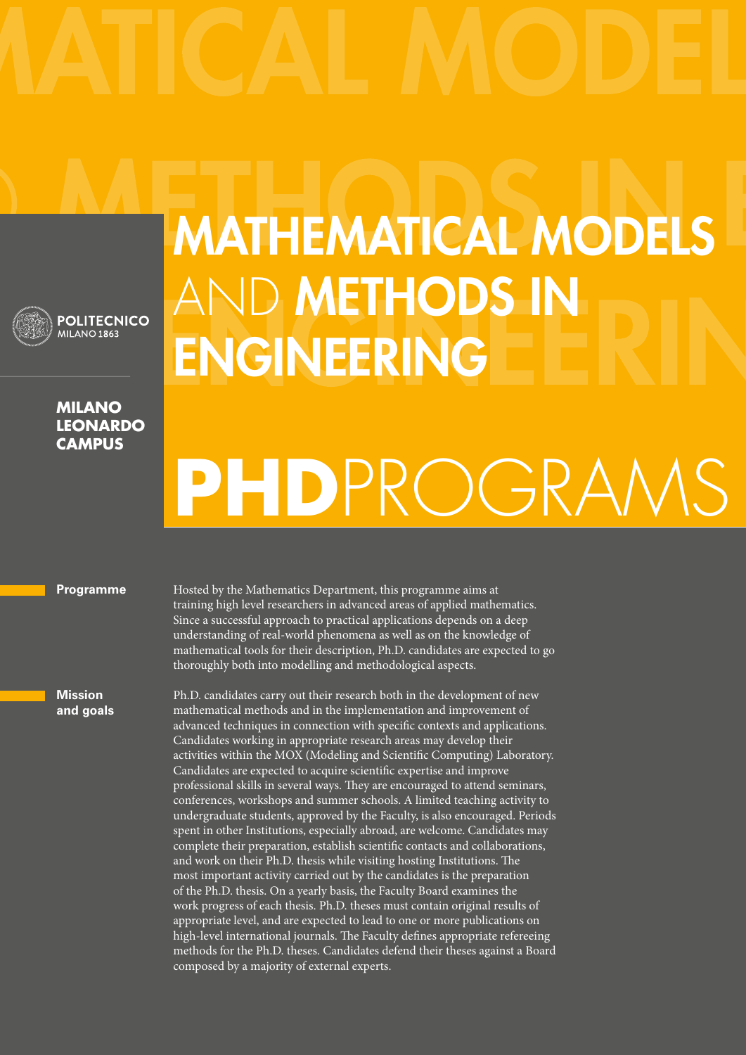POLITECNICO MILANO 1863

**MILANO LEONARDO CAMPUS**

# MATHEMATICAL MODELS AND METHODS IN ENGINEERING

# PHD PROGRAMS

## Programme

Hosted by the Mathematics Department, this programme aims at training high level researchers in advanced areas of applied mathematics. Since a successful approach to practical applications depends on a deep understanding of real-world phenomena as well as on the knowledge of mathematical tools for their description, Ph.D. candidates are expected to go thoroughly both into modelling and methodological aspects.

## Mission and goals

Ph.D. candidates carry out their research both in the development of new mathematical methods and in the implementation and improvement of advanced techniques in connection with specific contexts and applications. Candidates working in appropriate research areas may develop their activities within the MOX (Modeling and Scientific Computing) Laboratory. Candidates are expected to acquire scientific expertise and improve professional skills in several ways. They are encouraged to attend seminars, conferences, workshops and summer schools. A limited teaching activity to undergraduate students, approved by the Faculty, is also encouraged. Periods spent in other Institutions, especially abroad, are welcome. Candidates may complete their preparation, establish scientific contacts and collaborations, and work on their Ph.D. thesis while visiting hosting Institutions. The most important activity carried out by the candidates is the preparation of the Ph.D. thesis. On a yearly basis, the Faculty Board examines the work progress of each thesis. Ph.D. theses must contain original results of appropriate level, and are expected to lead to one or more publications on high-level international journals. The Faculty defines appropriate refereeing methods for the Ph.D. theses. Candidates defend their theses against a Board composed by a majority of external experts.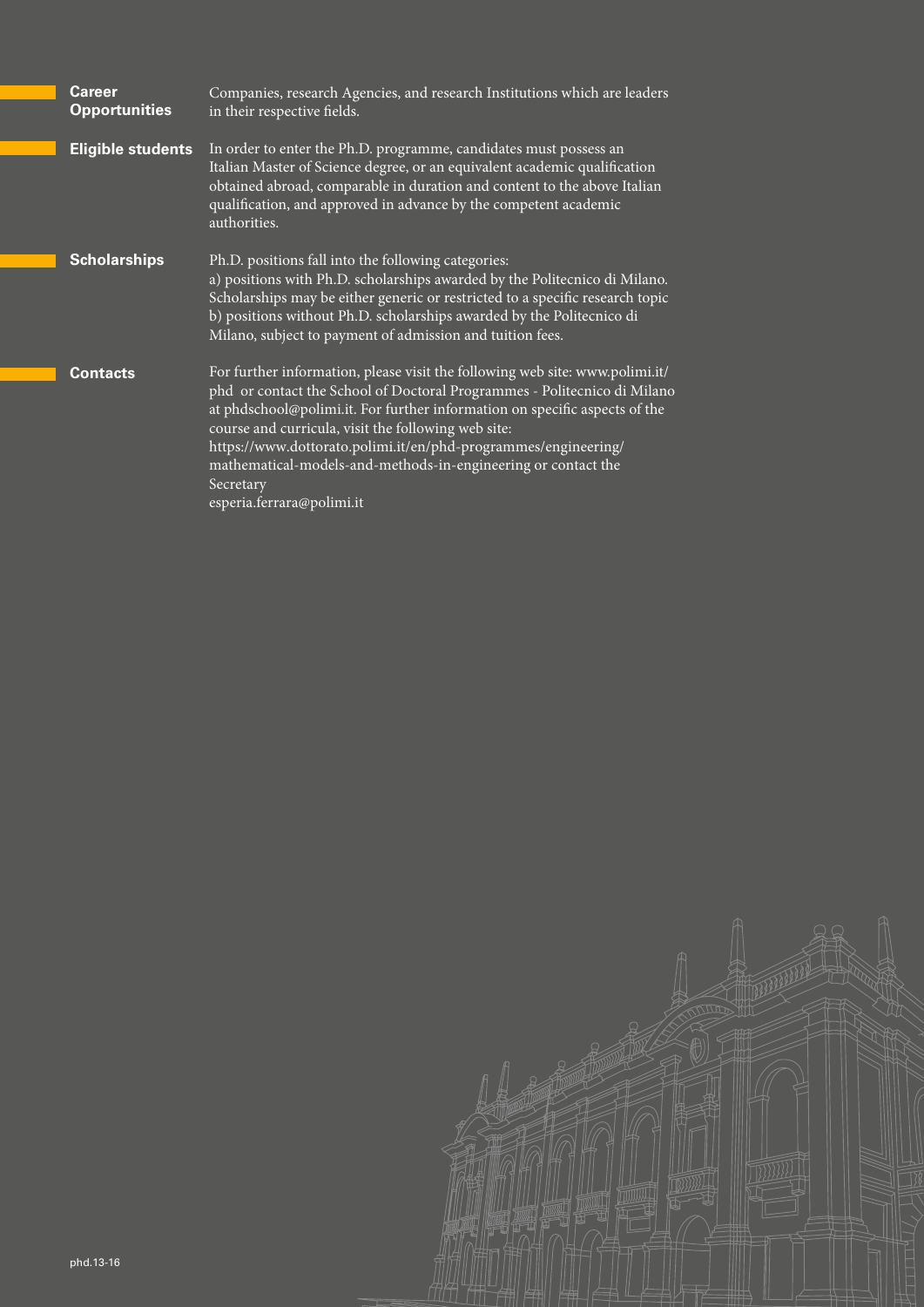**Career Opportunities**

Companies, research Agencies, and research Institutions which are leaders in their respective fields.

**Eligible students**

In order to enter the Ph.D. programme, candidates must possess an Italian Master of Science degree, or an equivalent academic qualification obtained abroad, comparable in duration and content to the above Italian qualification, and approved in advance by the competent academic authorities.

**Scholarships**

Ph.D. positions fall into the following categories:
a) positions with Ph.D. scholarships awarded by the Politecnico di Milano. Scholarships may be either generic or restricted to a specific research topic
b) positions without Ph.D. scholarships awarded by the Politecnico di Milano, subject to payment of admission and tuition fees.

**Contacts**

For further information, please visit the following web site: www.polimi.it/phd or contact the School of Doctoral Programmes - Politecnico di Milano at phdschool@polimi.it. For further information on specific aspects of the course and curricula, visit the following web site:
https://www.dottorato.polimi.it/en/phd-programmes/engineering/mathematical-models-and-methods-in-engineering or contact the Secretary
esperia.ferrara@polimi.it

phd.13-16